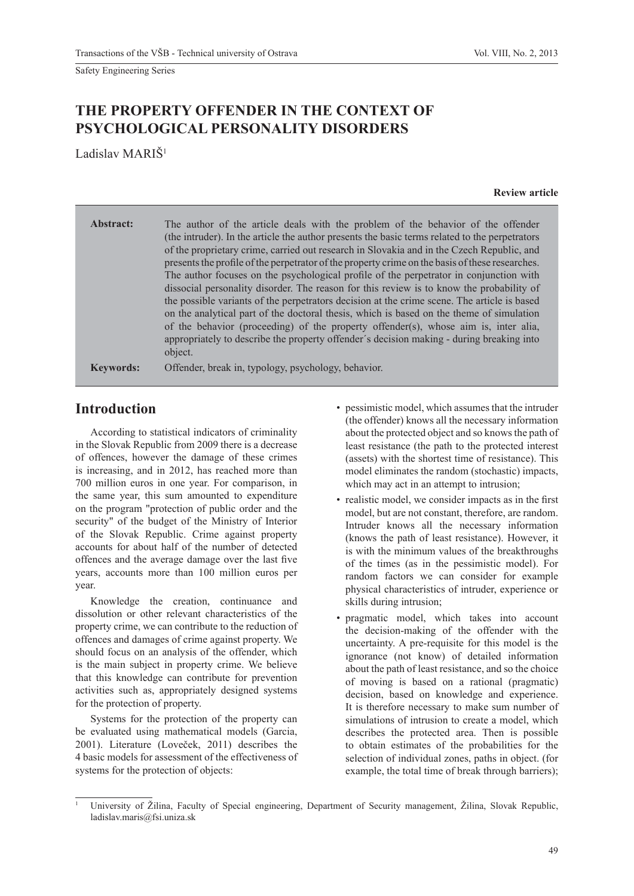Safety Engineering Series

# THE PROPERTY OFFENDER IN THE CONTEXT OF PSYCHOLOGICAL PERSONALITY DISORDERS

Ladislav MARIŠ[1]

**Review article**

**Abstract:** The author of the article deals with the problem of the behavior of the offender (the intruder). In the article the author presents the basic terms related to the perpetrators of the proprietary crime, carried out research in Slovakia and in the Czech Republic, and presents the profile of the perpetrator of the property crime on the basis of these researches. The author focuses on the psychological profile of the perpetrator in conjunction with dissocial personality disorder. The reason for this review is to know the probability of the possible variants of the perpetrators decision at the crime scene. The article is based on the analytical part of the doctoral thesis, which is based on the theme of simulation of the behavior (proceeding) of the property offender(s), whose aim is, inter alia, appropriately to describe the property offender´s decision making - during breaking into object.

**Keywords:** Offender, break in, typology, psychology, behavior.

## Introduction

According to statistical indicators of criminality in the Slovak Republic from 2009 there is a decrease of offences, however the damage of these crimes is increasing, and in 2012, has reached more than 700 million euros in one year. For comparison, in the same year, this sum amounted to expenditure on the program "protection of public order and the security" of the budget of the Ministry of Interior of the Slovak Republic. Crime against property accounts for about half of the number of detected offences and the average damage over the last five years, accounts more than 100 million euros per year.

Knowledge the creation, continuance and dissolution or other relevant characteristics of the property crime, we can contribute to the reduction of offences and damages of crime against property. We should focus on an analysis of the offender, which is the main subject in property crime. We believe that this knowledge can contribute for prevention activities such as, appropriately designed systems for the protection of property.

Systems for the protection of the property can be evaluated using mathematical models (Garcia, 2001). Literature (Loveček, 2011) describes the 4 basic models for assessment of the effectiveness of systems for the protection of objects:

- pessimistic model, which assumes that the intruder (the offender) knows all the necessary information about the protected object and so knows the path of least resistance (the path to the protected interest (assets) with the shortest time of resistance). This model eliminates the random (stochastic) impacts, which may act in an attempt to intrusion;
- realistic model, we consider impacts as in the first model, but are not constant, therefore, are random. Intruder knows all the necessary information (knows the path of least resistance). However, it is with the minimum values of the breakthroughs of the times (as in the pessimistic model). For random factors we can consider for example physical characteristics of intruder, experience or skills during intrusion;
- pragmatic model, which takes into account the decision-making of the offender with the uncertainty. A pre-requisite for this model is the ignorance (not know) of detailed information about the path of least resistance, and so the choice of moving is based on a rational (pragmatic) decision, based on knowledge and experience. It is therefore necessary to make sum number of simulations of intrusion to create a model, which describes the protected area. Then is possible to obtain estimates of the probabilities for the selection of individual zones, paths in object. (for example, the total time of break through barriers);

---

[1] University of Žilina, Faculty of Special engineering, Department of Security management, Žilina, Slovak Republic, ladislav.maris@fsi.uniza.sk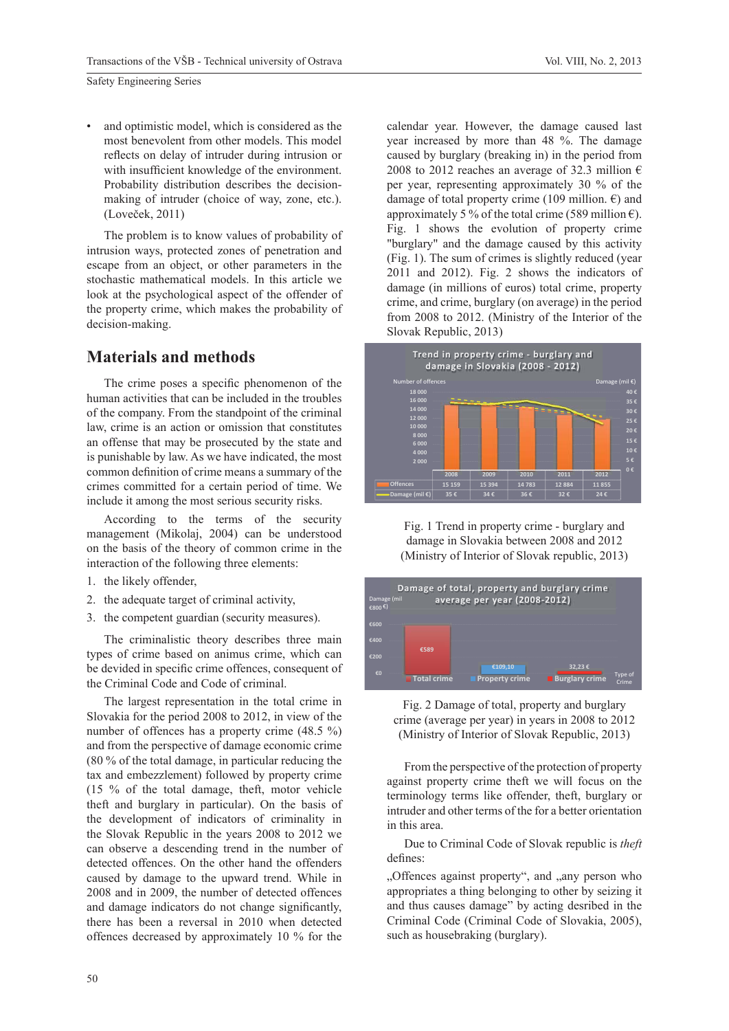- and optimistic model, which is considered as the most benevolent from other models. This model reflects on delay of intruder during intrusion or with insufficient knowledge of the environment. Probability distribution describes the decision-making of intruder (choice of way, zone, etc.). (Loveček, 2011)

The problem is to know values of probability of intrusion ways, protected zones of penetration and escape from an object, or other parameters in the stochastic mathematical models. In this article we look at the psychological aspect of the offender of the property crime, which makes the probability of decision-making.

## Materials and methods

The crime poses a specific phenomenon of the human activities that can be included in the troubles of the company. From the standpoint of the criminal law, crime is an action or omission that constitutes an offense that may be prosecuted by the state and is punishable by law. As we have indicated, the most common definition of crime means a summary of the crimes committed for a certain period of time. We include it among the most serious security risks.

According to the terms of the security management (Mikolaj, 2004) can be understood on the basis of the theory of common crime in the interaction of the following three elements:

1. the likely offender,
2. the adequate target of criminal activity,
3. the competent guardian (security measures).

The criminalistic theory describes three main types of crime based on animus crime, which can be devided in specific crime offences, consequent of the Criminal Code and Code of criminal.

The largest representation in the total crime in Slovakia for the period 2008 to 2012, in view of the number of offences has a property crime (48.5 %) and from the perspective of damage economic crime (80 % of the total damage, in particular reducing the tax and embezzlement) followed by property crime (15 % of the total damage, theft, motor vehicle theft and burglary in particular). On the basis of the development of indicators of criminality in the Slovak Republic in the years 2008 to 2012 we can observe a descending trend in the number of detected offences. On the other hand the offenders caused by damage to the upward trend. While in 2008 and in 2009, the number of detected offences and damage indicators do not change significantly, there has been a reversal in 2010 when detected offences decreased by approximately 10 % for the calendar year. However, the damage caused last year increased by more than 48 %. The damage caused by burglary (breaking in) in the period from 2008 to 2012 reaches an average of 32.3 million € per year, representing approximately 30 % of the damage of total property crime (109 million. €) and approximately 5 % of the total crime (589 million €). Fig. 1 shows the evolution of property crime "burglary" and the damage caused by this activity (Fig. 1). The sum of crimes is slightly reduced (year 2011 and 2012). Fig. 2 shows the indicators of damage (in millions of euros) total crime, property crime, and crime, burglary (on average) in the period from 2008 to 2012. (Ministry of the Interior of the Slovak Republic, 2013)

| | 2008 | 2009 | 2010 | 2011 | 2012 |
|---|---|---|---|---|---|
| Offences | 15 159 | 15 394 | 14 783 | 12 884 | 11 855 |
| Damage (mil €) | 35 € | 34 € | 36 € | 32 € | 24 € |

Fig. 1 Trend in property crime - burglary and damage in Slovakia between 2008 and 2012 (Ministry of Interior of Slovak republic, 2013)

| Type of Crime | Damage (mil €) |
|---|---|
| Total crime | €589 |
| Property crime | €109,10 |
| Burglary crime | 32,23 € |

Fig. 2 Damage of total, property and burglary crime (average per year) in years in 2008 to 2012 (Ministry of Interior of Slovak Republic, 2013)

From the perspective of the protection of property against property crime theft we will focus on the terminology terms like offender, theft, burglary or intruder and other terms of the for a better orientation in this area.

Due to Criminal Code of Slovak republic is *theft* defines:

„Offences against property“, and „any person who appropriates a thing belonging to other by seizing it and thus causes damage" by acting desribed in the Criminal Code (Criminal Code of Slovakia, 2005), such as housebraking (burglary).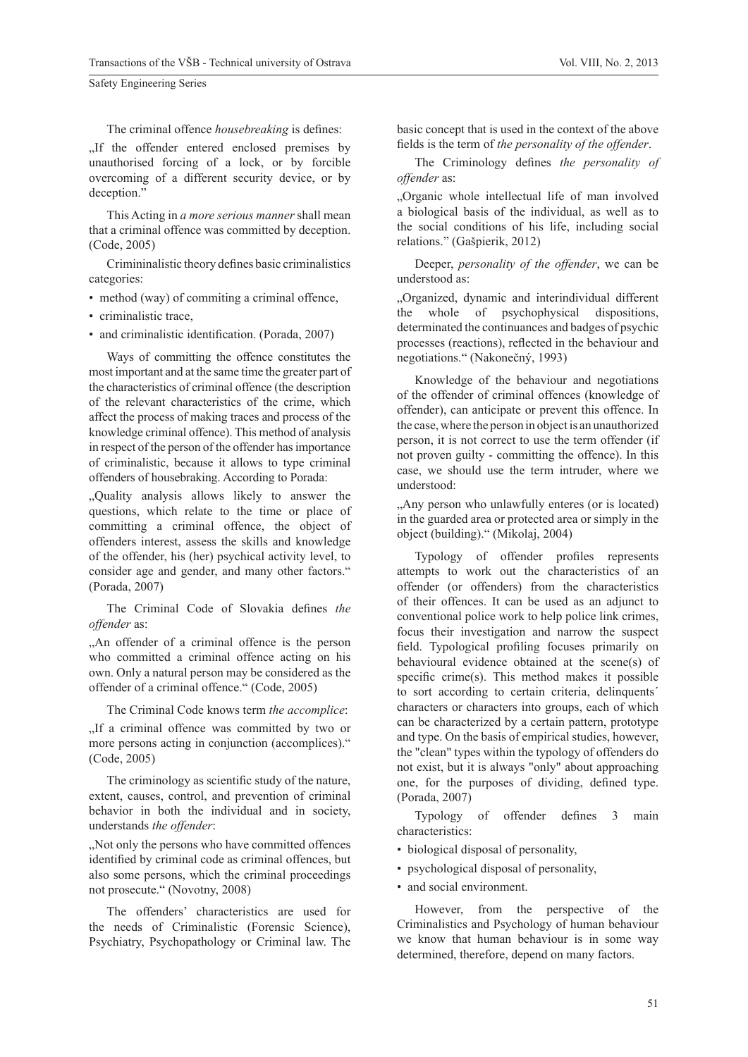The criminal offence *housebreaking* is defines:

„If the offender entered enclosed premises by unauthorised forcing of a lock, or by forcible overcoming of a different security device, or by deception."

This Acting in *a more serious manner* shall mean that a criminal offence was committed by deception. (Code, 2005)

Crimininalistic theory defines basic criminalistics categories:

- method (way) of commiting a criminal offence,
- criminalistic trace,
- and criminalistic identification. (Porada, 2007)

Ways of committing the offence constitutes the most important and at the same time the greater part of the characteristics of criminal offence (the description of the relevant characteristics of the crime, which affect the process of making traces and process of the knowledge criminal offence). This method of analysis in respect of the person of the offender has importance of criminalistic, because it allows to type criminal offenders of housebraking. According to Porada:

„Quality analysis allows likely to answer the questions, which relate to the time or place of committing a criminal offence, the object of offenders interest, assess the skills and knowledge of the offender, his (her) psychical activity level, to consider age and gender, and many other factors." (Porada, 2007)

The Criminal Code of Slovakia defines *the offender* as:

„An offender of a criminal offence is the person who committed a criminal offence acting on his own. Only a natural person may be considered as the offender of a criminal offence." (Code, 2005)

The Criminal Code knows term *the accomplice*:

„If a criminal offence was committed by two or more persons acting in conjunction (accomplices)." (Code, 2005)

The criminology as scientific study of the nature, extent, causes, control, and prevention of criminal behavior in both the individual and in society, understands *the offender*:

„Not only the persons who have committed offences identified by criminal code as criminal offences, but also some persons, which the criminal proceedings not prosecute." (Novotny, 2008)

The offenders' characteristics are used for the needs of Criminalistic (Forensic Science), Psychiatry, Psychopathology or Criminal law. The basic concept that is used in the context of the above fields is the term of *the personality of the offender*.

The Criminology defines *the personality of offender* as:

„Organic whole intellectual life of man involved a biological basis of the individual, as well as to the social conditions of his life, including social relations." (Gašpierik, 2012)

Deeper, *personality of the offender*, we can be understood as:

„Organized, dynamic and interindividual different the whole of psychophysical dispositions, determinated the continuances and badges of psychic processes (reactions), reflected in the behaviour and negotiations." (Nakonečný, 1993)

Knowledge of the behaviour and negotiations of the offender of criminal offences (knowledge of offender), can anticipate or prevent this offence. In the case, where the person in object is an unauthorized person, it is not correct to use the term offender (if not proven guilty - committing the offence). In this case, we should use the term intruder, where we understood:

„Any person who unlawfully enteres (or is located) in the guarded area or protected area or simply in the object (building)." (Mikolaj, 2004)

Typology of offender profiles represents attempts to work out the characteristics of an offender (or offenders) from the characteristics of their offences. It can be used as an adjunct to conventional police work to help police link crimes, focus their investigation and narrow the suspect field. Typological profiling focuses primarily on behavioural evidence obtained at the scene(s) of specific crime(s). This method makes it possible to sort according to certain criteria, delinquents´ characters or characters into groups, each of which can be characterized by a certain pattern, prototype and type. On the basis of empirical studies, however, the "clean" types within the typology of offenders do not exist, but it is always "only" about approaching one, for the purposes of dividing, defined type. (Porada, 2007)

Typology of offender defines 3 main characteristics:

- biological disposal of personality,
- psychological disposal of personality,
- and social environment.

However, from the perspective of the Criminalistics and Psychology of human behaviour we know that human behaviour is in some way determined, therefore, depend on many factors.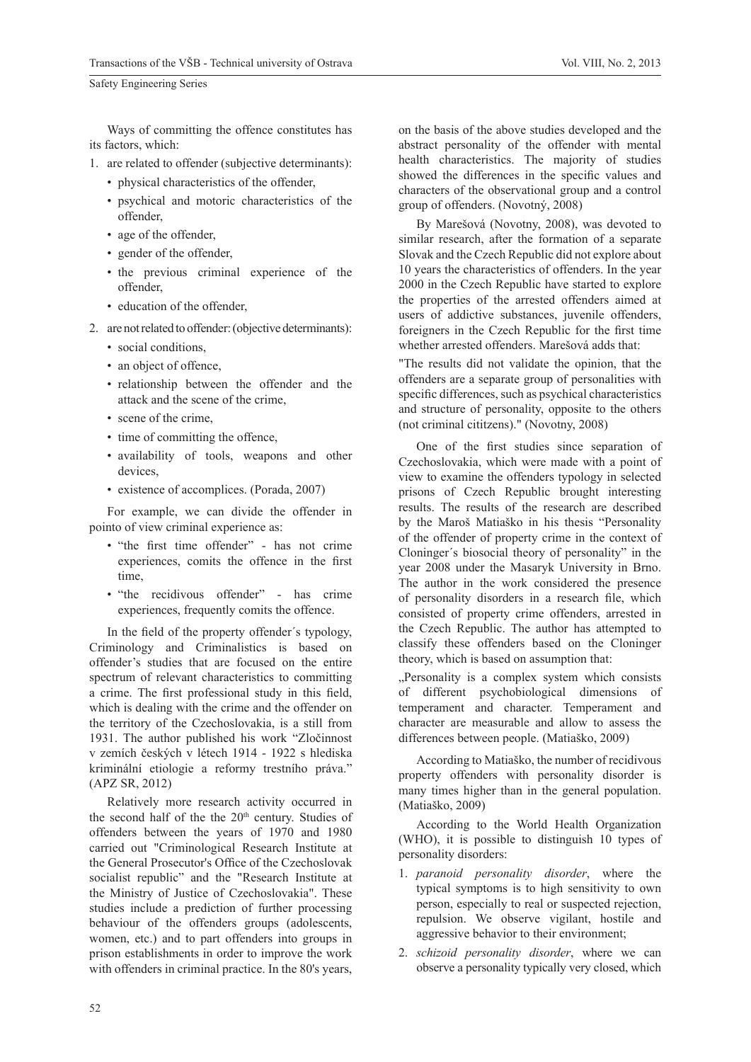Ways of committing the offence constitutes has its factors, which:

1. are related to offender (subjective determinants):
   - physical characteristics of the offender,
   - psychical and motoric characteristics of the offender,
   - age of the offender,
   - gender of the offender,
   - the previous criminal experience of the offender,
   - education of the offender,
2. are not related to offender: (objective determinants):
   - social conditions,
   - an object of offence,
   - relationship between the offender and the attack and the scene of the crime,
   - scene of the crime,
   - time of committing the offence,
   - availability of tools, weapons and other devices,
   - existence of accomplices. (Porada, 2007)

For example, we can divide the offender in pointo of view criminal experience as:

- "the first time offender" - has not crime experiences, comits the offence in the first time,
- "the recidivous offender" - has crime experiences, frequently comits the offence.

In the field of the property offender´s typology, Criminology and Criminalistics is based on offender's studies that are focused on the entire spectrum of relevant characteristics to committing a crime. The first professional study in this field, which is dealing with the crime and the offender on the territory of the Czechoslovakia, is a still from 1931. The author published his work "Zločinnost v zemích českých v létech 1914 - 1922 s hlediska kriminální etiologie a reformy trestního práva." (APZ SR, 2012)

Relatively more research activity occurred in the second half of the the 20th century. Studies of offenders between the years of 1970 and 1980 carried out "Criminological Research Institute at the General Prosecutor's Office of the Czechoslovak socialist republic" and the "Research Institute at the Ministry of Justice of Czechoslovakia". These studies include a prediction of further processing behaviour of the offenders groups (adolescents, women, etc.) and to part offenders into groups in prison establishments in order to improve the work with offenders in criminal practice. In the 80's years, on the basis of the above studies developed and the abstract personality of the offender with mental health characteristics. The majority of studies showed the differences in the specific values and characters of the observational group and a control group of offenders. (Novotný, 2008)

By Marešová (Novotny, 2008), was devoted to similar research, after the formation of a separate Slovak and the Czech Republic did not explore about 10 years the characteristics of offenders. In the year 2000 in the Czech Republic have started to explore the properties of the arrested offenders aimed at users of addictive substances, juvenile offenders, foreigners in the Czech Republic for the first time whether arrested offenders. Marešová adds that:

"The results did not validate the opinion, that the offenders are a separate group of personalities with specific differences, such as psychical characteristics and structure of personality, opposite to the others (not criminal cititzens)." (Novotny, 2008)

One of the first studies since separation of Czechoslovakia, which were made with a point of view to examine the offenders typology in selected prisons of Czech Republic brought interesting results. The results of the research are described by the Maroš Matiaško in his thesis "Personality of the offender of property crime in the context of Cloninger´s biosocial theory of personality" in the year 2008 under the Masaryk University in Brno. The author in the work considered the presence of personality disorders in a research file, which consisted of property crime offenders, arrested in the Czech Republic. The author has attempted to classify these offenders based on the Cloninger theory, which is based on assumption that:

„Personality is a complex system which consists of different psychobiological dimensions of temperament and character. Temperament and character are measurable and allow to assess the differences between people. (Matiaško, 2009)

According to Matiaško, the number of recidivous property offenders with personality disorder is many times higher than in the general population. (Matiaško, 2009)

According to the World Health Organization (WHO), it is possible to distinguish 10 types of personality disorders:

1. *paranoid personality disorder*, where the typical symptoms is to high sensitivity to own person, especially to real or suspected rejection, repulsion. We observe vigilant, hostile and aggressive behavior to their environment;
2. *schizoid personality disorder*, where we can observe a personality typically very closed, which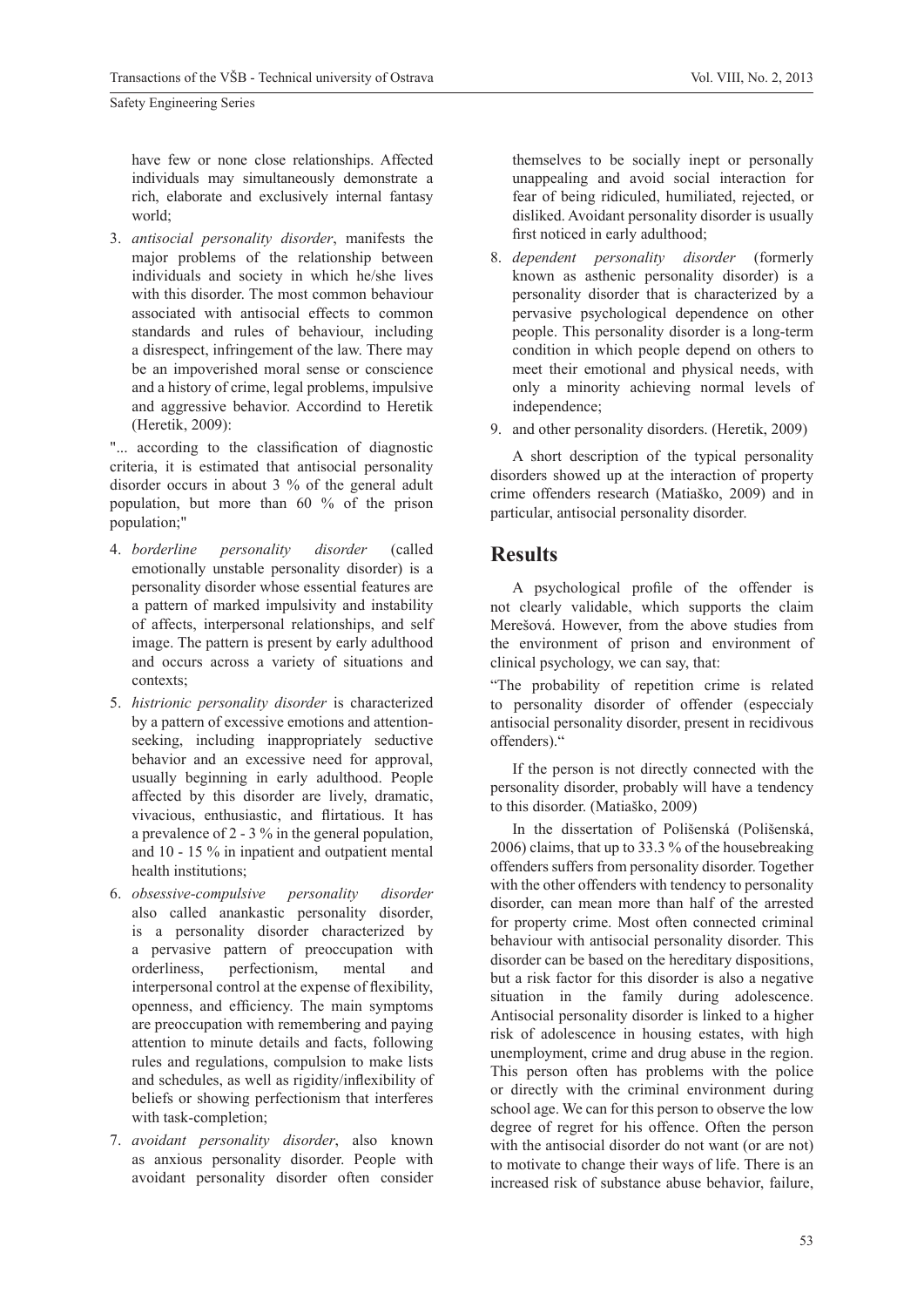have few or none close relationships. Affected individuals may simultaneously demonstrate a rich, elaborate and exclusively internal fantasy world;

3. *antisocial personality disorder*, manifests the major problems of the relationship between individuals and society in which he/she lives with this disorder. The most common behaviour associated with antisocial effects to common standards and rules of behaviour, including a disrespect, infringement of the law. There may be an impoverished moral sense or conscience and a history of crime, legal problems, impulsive and aggressive behavior. Accordind to Heretik (Heretik, 2009):

"... according to the classification of diagnostic criteria, it is estimated that antisocial personality disorder occurs in about 3 % of the general adult population, but more than 60 % of the prison population;"

4. *borderline personality disorder* (called emotionally unstable personality disorder) is a personality disorder whose essential features are a pattern of marked impulsivity and instability of affects, interpersonal relationships, and self image. The pattern is present by early adulthood and occurs across a variety of situations and contexts;
5. *histrionic personality disorder* is characterized by a pattern of excessive emotions and attention-seeking, including inappropriately seductive behavior and an excessive need for approval, usually beginning in early adulthood. People affected by this disorder are lively, dramatic, vivacious, enthusiastic, and flirtatious. It has a prevalence of 2 - 3 % in the general population, and 10 - 15 % in inpatient and outpatient mental health institutions;
6. *obsessive-compulsive personality disorder* also called anankastic personality disorder, is a personality disorder characterized by a pervasive pattern of preoccupation with orderliness, perfectionism, mental and interpersonal control at the expense of flexibility, openness, and efficiency. The main symptoms are preoccupation with remembering and paying attention to minute details and facts, following rules and regulations, compulsion to make lists and schedules, as well as rigidity/inflexibility of beliefs or showing perfectionism that interferes with task-completion;
7. *avoidant personality disorder*, also known as anxious personality disorder. People with avoidant personality disorder often consider themselves to be socially inept or personally unappealing and avoid social interaction for fear of being ridiculed, humiliated, rejected, or disliked. Avoidant personality disorder is usually first noticed in early adulthood;
8. *dependent personality disorder* (formerly known as asthenic personality disorder) is a personality disorder that is characterized by a pervasive psychological dependence on other people. This personality disorder is a long-term condition in which people depend on others to meet their emotional and physical needs, with only a minority achieving normal levels of independence;
9. and other personality disorders. (Heretik, 2009)

A short description of the typical personality disorders showed up at the interaction of property crime offenders research (Matiaško, 2009) and in particular, antisocial personality disorder.

## Results

A psychological profile of the offender is not clearly validable, which supports the claim Merešová. However, from the above studies from the environment of prison and environment of clinical psychology, we can say, that:

"The probability of repetition crime is related to personality disorder of offender (especcialy antisocial personality disorder, present in recidivous offenders)."

If the person is not directly connected with the personality disorder, probably will have a tendency to this disorder. (Matiaško, 2009)

In the dissertation of Polišenská (Polišenská, 2006) claims, that up to 33.3 % of the housebreaking offenders suffers from personality disorder. Together with the other offenders with tendency to personality disorder, can mean more than half of the arrested for property crime. Most often connected criminal behaviour with antisocial personality disorder. This disorder can be based on the hereditary dispositions, but a risk factor for this disorder is also a negative situation in the family during adolescence. Antisocial personality disorder is linked to a higher risk of adolescence in housing estates, with high unemployment, crime and drug abuse in the region. This person often has problems with the police or directly with the criminal environment during school age. We can for this person to observe the low degree of regret for his offence. Often the person with the antisocial disorder do not want (or are not) to motivate to change their ways of life. There is an increased risk of substance abuse behavior, failure,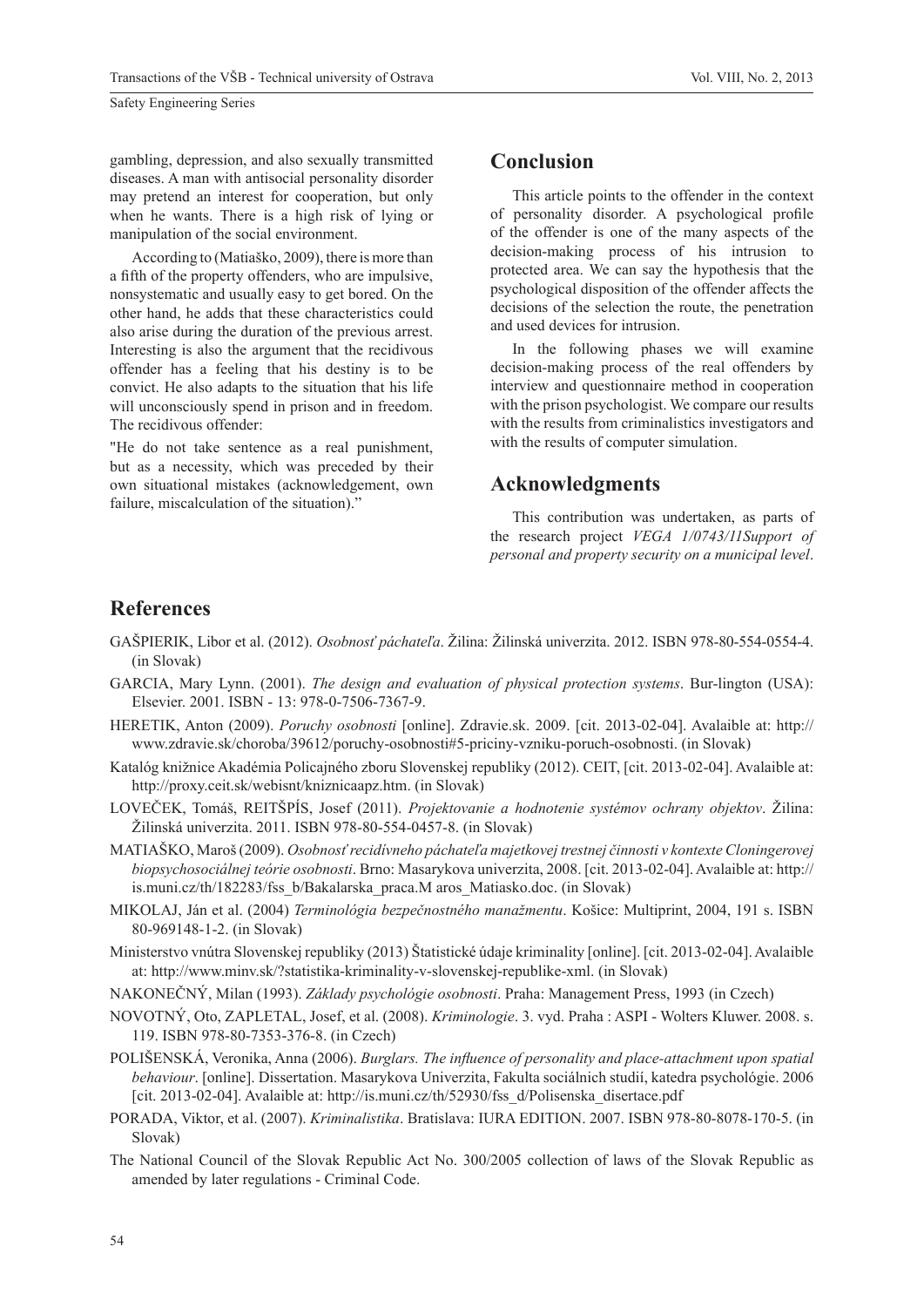gambling, depression, and also sexually transmitted diseases. A man with antisocial personality disorder may pretend an interest for cooperation, but only when he wants. There is a high risk of lying or manipulation of the social environment.

According to (Matiaško, 2009), there is more than a fifth of the property offenders, who are impulsive, nonsystematic and usually easy to get bored. On the other hand, he adds that these characteristics could also arise during the duration of the previous arrest. Interesting is also the argument that the recidivous offender has a feeling that his destiny is to be convict. He also adapts to the situation that his life will unconsciously spend in prison and in freedom. The recidivous offender:

"He do not take sentence as a real punishment, but as a necessity, which was preceded by their own situational mistakes (acknowledgement, own failure, miscalculation of the situation)."

## Conclusion

This article points to the offender in the context of personality disorder. A psychological profile of the offender is one of the many aspects of the decision-making process of his intrusion to protected area. We can say the hypothesis that the psychological disposition of the offender affects the decisions of the selection the route, the penetration and used devices for intrusion.

In the following phases we will examine decision-making process of the real offenders by interview and questionnaire method in cooperation with the prison psychologist. We compare our results with the results from criminalistics investigators and with the results of computer simulation.

## Acknowledgments

This contribution was undertaken, as parts of the research project *VEGA 1/0743/11Support of personal and property security on a municipal level*.

## References

GAŠPIERIK, Libor et al. (2012). *Osobnosť páchateľa*. Žilina: Žilinská univerzita. 2012. ISBN 978-80-554-0554-4. (in Slovak)

GARCIA, Mary Lynn. (2001). *The design and evaluation of physical protection systems*. Bur-lington (USA): Elsevier. 2001. ISBN - 13: 978-0-7506-7367-9.

HERETIK, Anton (2009). *Poruchy osobnosti* [online]. Zdravie.sk. 2009. [cit. 2013-02-04]. Avalaible at: http://www.zdravie.sk/choroba/39612/poruchy-osobnosti#5-priciny-vzniku-poruch-osobnosti. (in Slovak)

Katalóg knižnice Akadémia Policajného zboru Slovenskej republiky (2012). CEIT, [cit. 2013-02-04]. Avalaible at: http://proxy.ceit.sk/webisnt/kniznicaapz.htm. (in Slovak)

LOVEČEK, Tomáš, REITŠPÍS, Josef (2011). *Projektovanie a hodnotenie systémov ochrany objektov*. Žilina: Žilinská univerzita. 2011. ISBN 978-80-554-0457-8. (in Slovak)

MATIAŠKO, Maroš (2009). *Osobnosť recidívneho páchateľa majetkovej trestnej činnosti v kontexte Cloningerovej biopsychosociálnej teórie osobnosti*. Brno: Masarykova univerzita, 2008. [cit. 2013-02-04]. Avalaible at: http://is.muni.cz/th/182283/fss_b/Bakalarska_praca.M aros_Matiasko.doc. (in Slovak)

MIKOLAJ, Ján et al. (2004) *Terminológia bezpečnostného manažmentu*. Košice: Multiprint, 2004, 191 s. ISBN 80-969148-1-2. (in Slovak)

Ministerstvo vnútra Slovenskej republiky (2013) Štatistické údaje kriminality [online]. [cit. 2013-02-04]. Avalaible at: http://www.minv.sk/?statistika-kriminality-v-slovenskej-republike-xml. (in Slovak)

NAKONEČNÝ, Milan (1993). *Základy psychológie osobnosti*. Praha: Management Press, 1993 (in Czech)

NOVOTNÝ, Oto, ZAPLETAL, Josef, et al. (2008). *Kriminologie*. 3. vyd. Praha : ASPI - Wolters Kluwer. 2008. s. 119. ISBN 978-80-7353-376-8. (in Czech)

POLIŠENSKÁ, Veronika, Anna (2006). *Burglars. The influence of personality and place-attachment upon spatial behaviour*. [online]. Dissertation. Masarykova Univerzita, Fakulta sociálnich studií, katedra psychológie. 2006 [cit. 2013-02-04]. Avalaible at: http://is.muni.cz/th/52930/fss_d/Polisenska_disertace.pdf

PORADA, Viktor, et al. (2007). *Kriminalistika*. Bratislava: IURA EDITION. 2007. ISBN 978-80-8078-170-5. (in Slovak)

The National Council of the Slovak Republic Act No. 300/2005 collection of laws of the Slovak Republic as amended by later regulations - Criminal Code.